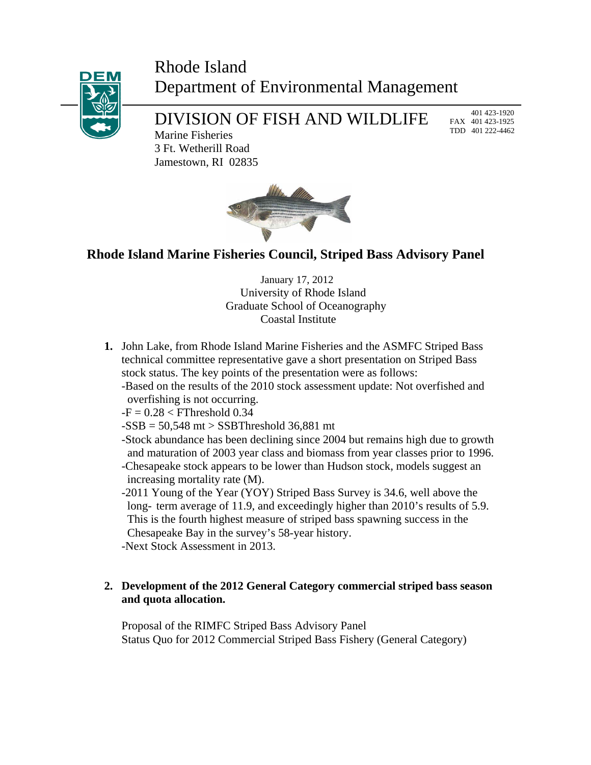# Rhode Island
# Department of Environmental Management

## DIVISION OF FISH AND WILDLIFE

Marine Fisheries
3 Ft. Wetherill Road
Jamestown, RI 02835

401 423-1920
FAX 401 423-1925
TDD 401 222-4462

## Rhode Island Marine Fisheries Council, Striped Bass Advisory Panel

January 17, 2012
University of Rhode Island
Graduate School of Oceanography
Coastal Institute

1. John Lake, from Rhode Island Marine Fisheries and the ASMFC Striped Bass technical committee representative gave a short presentation on Striped Bass stock status. The key points of the presentation were as follows:
   - Based on the results of the 2010 stock assessment update: Not overfished and overfishing is not occurring.
   - F = 0.28 < FThreshold 0.34
   - SSB = 50,548 mt > SSBThreshold 36,881 mt
   - Stock abundance has been declining since 2004 but remains high due to growth and maturation of 2003 year class and biomass from year classes prior to 1996.
   - Chesapeake stock appears to be lower than Hudson stock, models suggest an increasing mortality rate (M).
   - 2011 Young of the Year (YOY) Striped Bass Survey is 34.6, well above the long- term average of 11.9, and exceedingly higher than 2010's results of 5.9. This is the fourth highest measure of striped bass spawning success in the Chesapeake Bay in the survey's 58-year history.
   - Next Stock Assessment in 2013.

2. **Development of the 2012 General Category commercial striped bass season and quota allocation.**

   Proposal of the RIMFC Striped Bass Advisory Panel
   Status Quo for 2012 Commercial Striped Bass Fishery (General Category)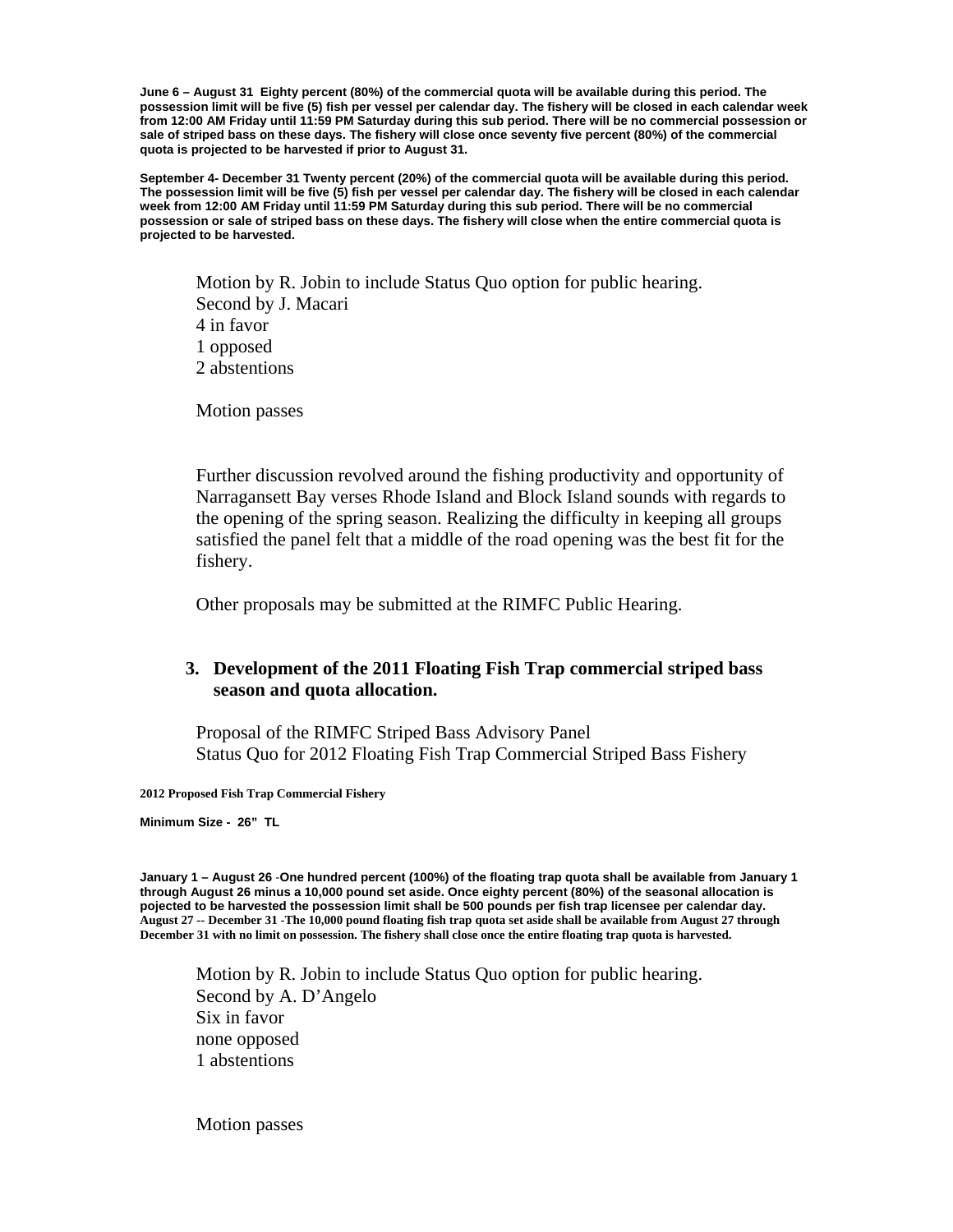**June 6 – August 31 Eighty percent (80%) of the commercial quota will be available during this period. The possession limit will be five (5) fish per vessel per calendar day. The fishery will be closed in each calendar week from 12:00 AM Friday until 11:59 PM Saturday during this sub period. There will be no commercial possession or sale of striped bass on these days. The fishery will close once seventy five percent (80%) of the commercial quota is projected to be harvested if prior to August 31.**

**September 4- December 31 Twenty percent (20%) of the commercial quota will be available during this period. The possession limit will be five (5) fish per vessel per calendar day. The fishery will be closed in each calendar week from 12:00 AM Friday until 11:59 PM Saturday during this sub period. There will be no commercial possession or sale of striped bass on these days. The fishery will close when the entire commercial quota is projected to be harvested.**

Motion by R. Jobin to include Status Quo option for public hearing.
Second by J. Macari
4 in favor
1 opposed
2 abstentions

Motion passes

Further discussion revolved around the fishing productivity and opportunity of Narragansett Bay verses Rhode Island and Block Island sounds with regards to the opening of the spring season. Realizing the difficulty in keeping all groups satisfied the panel felt that a middle of the road opening was the best fit for the fishery.

Other proposals may be submitted at the RIMFC Public Hearing.

3. **Development of the 2011 Floating Fish Trap commercial striped bass season and quota allocation.**

Proposal of the RIMFC Striped Bass Advisory Panel
Status Quo for 2012 Floating Fish Trap Commercial Striped Bass Fishery

**2012 Proposed Fish Trap Commercial Fishery**

**Minimum Size - 26" TL**

**January 1 – August 26** -**One hundred percent (100%) of the floating trap quota shall be available from January 1 through August 26 minus a 10,000 pound set aside. Once eighty percent (80%) of the seasonal allocation is pojected to be harvested the possession limit shall be 500 pounds per fish trap licensee per calendar day.**
**August 27 -- December 31 -The 10,000 pound floating fish trap quota set aside shall be available from August 27 through December 31 with no limit on possession. The fishery shall close once the entire floating trap quota is harvested.**

Motion by R. Jobin to include Status Quo option for public hearing.
Second by A. D'Angelo
Six in favor
none opposed
1 abstentions

Motion passes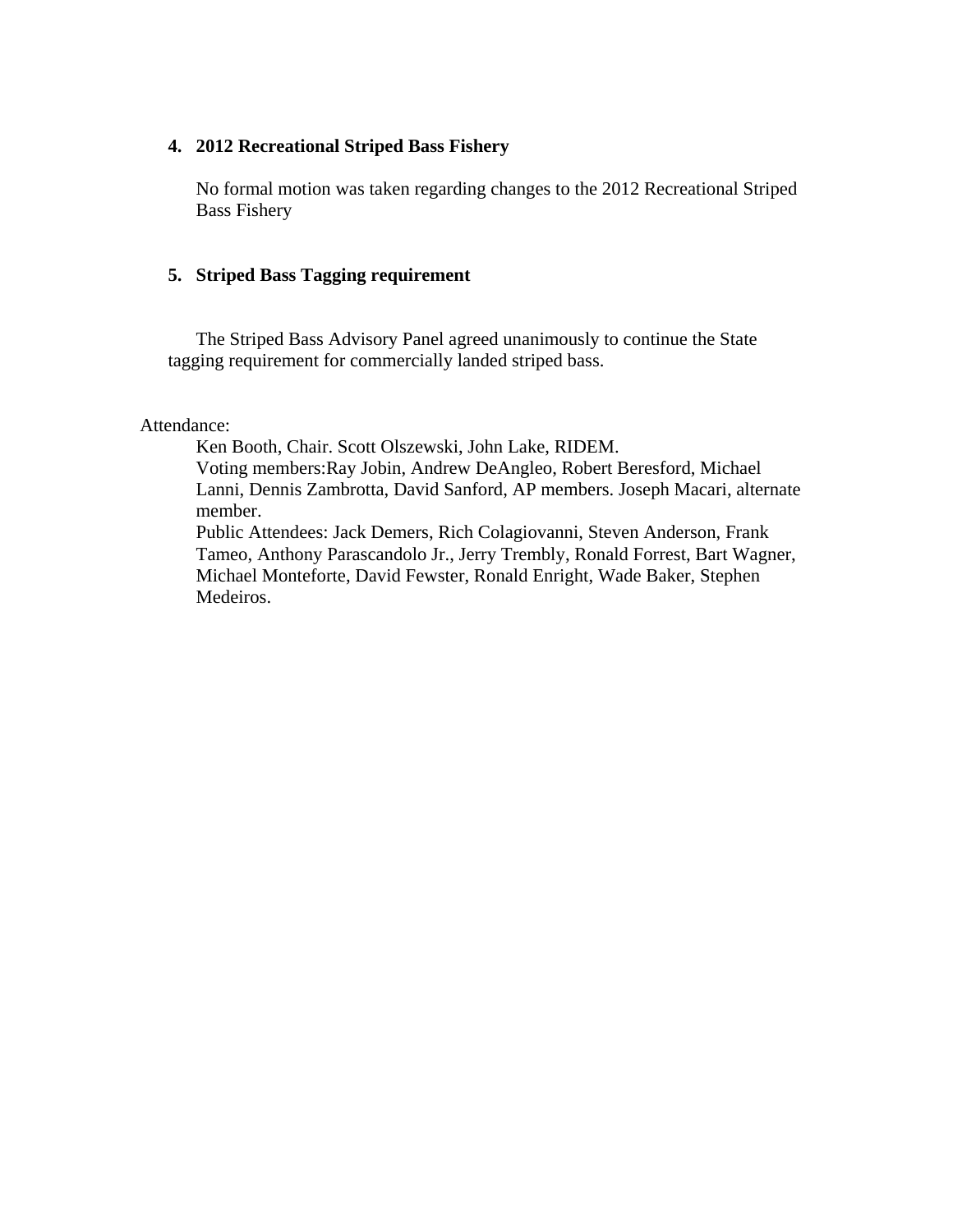4. **2012 Recreational Striped Bass Fishery**

   No formal motion was taken regarding changes to the 2012 Recreational Striped Bass Fishery

5. **Striped Bass Tagging requirement**

   The Striped Bass Advisory Panel agreed unanimously to continue the State tagging requirement for commercially landed striped bass.

Attendance:

Ken Booth, Chair. Scott Olszewski, John Lake, RIDEM.
Voting members:Ray Jobin, Andrew DeAngleo, Robert Beresford, Michael Lanni, Dennis Zambrotta, David Sanford, AP members. Joseph Macari, alternate member.
Public Attendees: Jack Demers, Rich Colagiovanni, Steven Anderson, Frank Tameo, Anthony Parascandolo Jr., Jerry Trembly, Ronald Forrest, Bart Wagner, Michael Monteforte, David Fewster, Ronald Enright, Wade Baker, Stephen Medeiros.